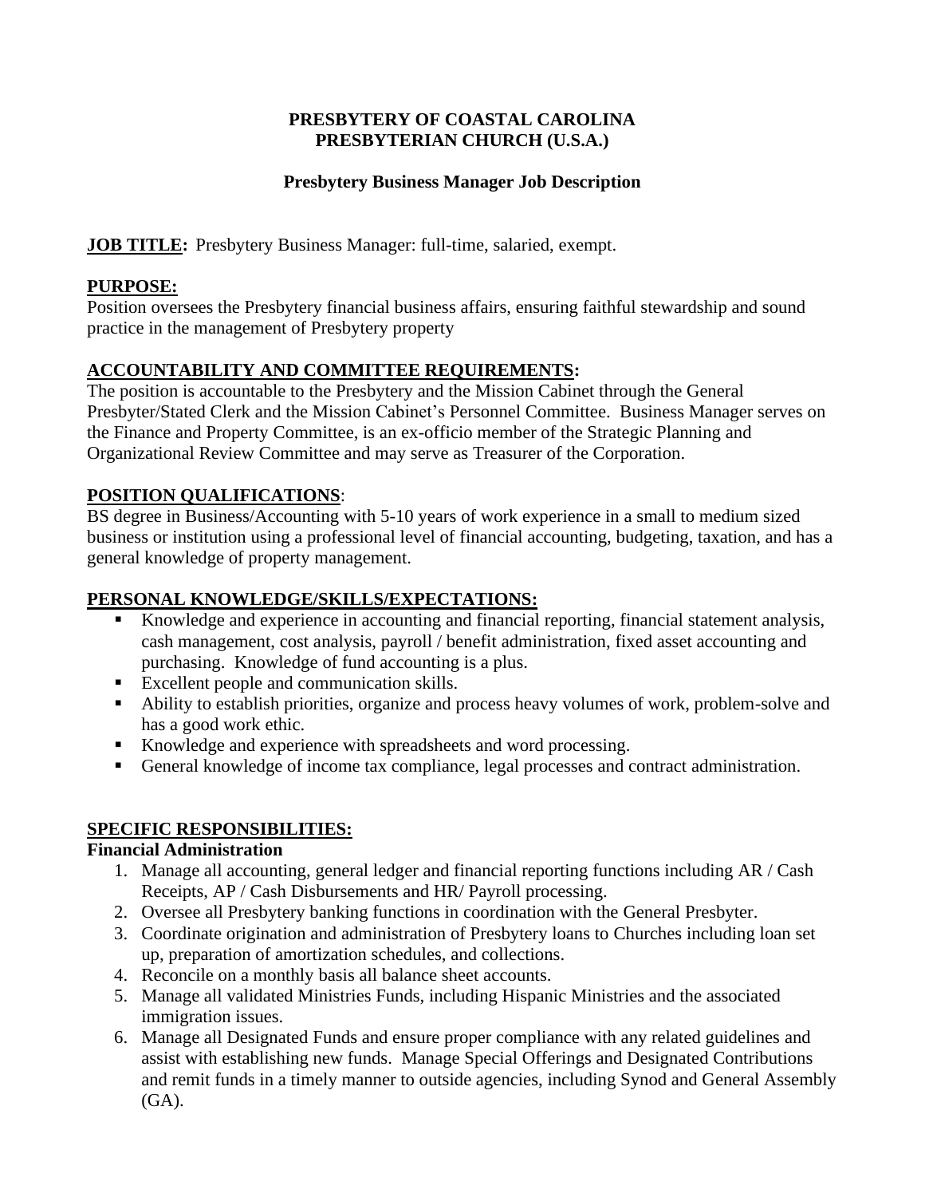# PRESBYTERY OF COASTAL CAROLINA
# PRESBYTERIAN CHURCH (U.S.A.)

## Presbytery Business Manager Job Description

**JOB TITLE:** Presbytery Business Manager: full-time, salaried, exempt.

**PURPOSE:**
Position oversees the Presbytery financial business affairs, ensuring faithful stewardship and sound practice in the management of Presbytery property

**ACCOUNTABILITY AND COMMITTEE REQUIREMENTS:**
The position is accountable to the Presbytery and the Mission Cabinet through the General Presbyter/Stated Clerk and the Mission Cabinet's Personnel Committee. Business Manager serves on the Finance and Property Committee, is an ex-officio member of the Strategic Planning and Organizational Review Committee and may serve as Treasurer of the Corporation.

**POSITION QUALIFICATIONS**:
BS degree in Business/Accounting with 5-10 years of work experience in a small to medium sized business or institution using a professional level of financial accounting, budgeting, taxation, and has a general knowledge of property management.

**PERSONAL KNOWLEDGE/SKILLS/EXPECTATIONS:**

- Knowledge and experience in accounting and financial reporting, financial statement analysis, cash management, cost analysis, payroll / benefit administration, fixed asset accounting and purchasing. Knowledge of fund accounting is a plus.
- Excellent people and communication skills.
- Ability to establish priorities, organize and process heavy volumes of work, problem-solve and has a good work ethic.
- Knowledge and experience with spreadsheets and word processing.
- General knowledge of income tax compliance, legal processes and contract administration.

**SPECIFIC RESPONSIBILITIES:**

**Financial Administration**

1. Manage all accounting, general ledger and financial reporting functions including AR / Cash Receipts, AP / Cash Disbursements and HR/ Payroll processing.
2. Oversee all Presbytery banking functions in coordination with the General Presbyter.
3. Coordinate origination and administration of Presbytery loans to Churches including loan set up, preparation of amortization schedules, and collections.
4. Reconcile on a monthly basis all balance sheet accounts.
5. Manage all validated Ministries Funds, including Hispanic Ministries and the associated immigration issues.
6. Manage all Designated Funds and ensure proper compliance with any related guidelines and assist with establishing new funds. Manage Special Offerings and Designated Contributions and remit funds in a timely manner to outside agencies, including Synod and General Assembly (GA).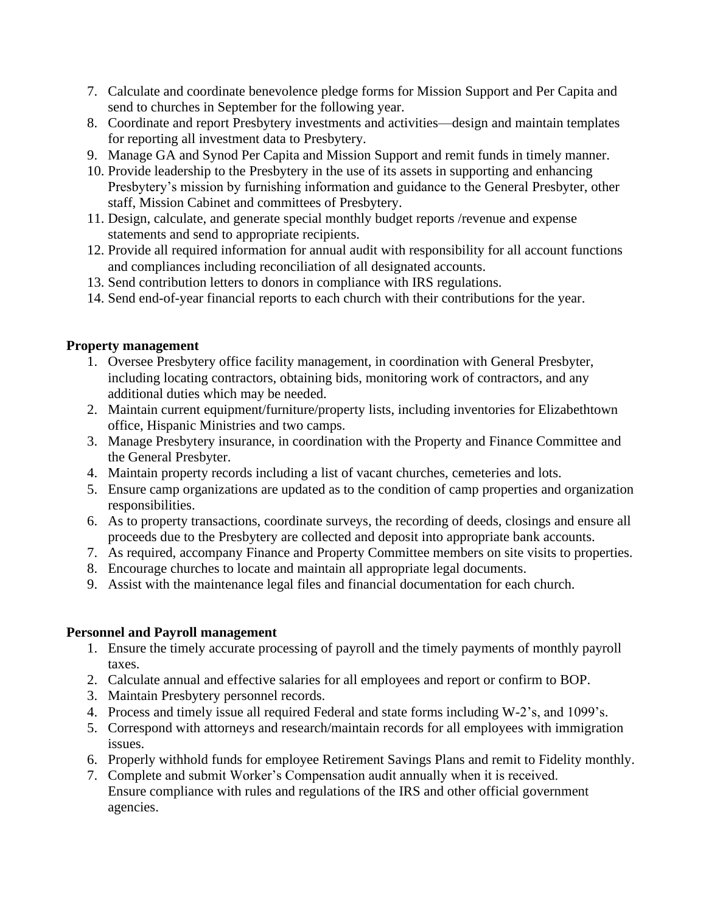7. Calculate and coordinate benevolence pledge forms for Mission Support and Per Capita and send to churches in September for the following year.
8. Coordinate and report Presbytery investments and activities—design and maintain templates for reporting all investment data to Presbytery.
9. Manage GA and Synod Per Capita and Mission Support and remit funds in timely manner.
10. Provide leadership to the Presbytery in the use of its assets in supporting and enhancing Presbytery's mission by furnishing information and guidance to the General Presbyter, other staff, Mission Cabinet and committees of Presbytery.
11. Design, calculate, and generate special monthly budget reports /revenue and expense statements and send to appropriate recipients.
12. Provide all required information for annual audit with responsibility for all account functions and compliances including reconciliation of all designated accounts.
13. Send contribution letters to donors in compliance with IRS regulations.
14. Send end-of-year financial reports to each church with their contributions for the year.

**Property management**

1. Oversee Presbytery office facility management, in coordination with General Presbyter, including locating contractors, obtaining bids, monitoring work of contractors, and any additional duties which may be needed.
2. Maintain current equipment/furniture/property lists, including inventories for Elizabethtown office, Hispanic Ministries and two camps.
3. Manage Presbytery insurance, in coordination with the Property and Finance Committee and the General Presbyter.
4. Maintain property records including a list of vacant churches, cemeteries and lots.
5. Ensure camp organizations are updated as to the condition of camp properties and organization responsibilities.
6. As to property transactions, coordinate surveys, the recording of deeds, closings and ensure all proceeds due to the Presbytery are collected and deposit into appropriate bank accounts.
7. As required, accompany Finance and Property Committee members on site visits to properties.
8. Encourage churches to locate and maintain all appropriate legal documents.
9. Assist with the maintenance legal files and financial documentation for each church.

**Personnel and Payroll management**

1. Ensure the timely accurate processing of payroll and the timely payments of monthly payroll taxes.
2. Calculate annual and effective salaries for all employees and report or confirm to BOP.
3. Maintain Presbytery personnel records.
4. Process and timely issue all required Federal and state forms including W-2's, and 1099's.
5. Correspond with attorneys and research/maintain records for all employees with immigration issues.
6. Properly withhold funds for employee Retirement Savings Plans and remit to Fidelity monthly.
7. Complete and submit Worker's Compensation audit annually when it is received. Ensure compliance with rules and regulations of the IRS and other official government agencies.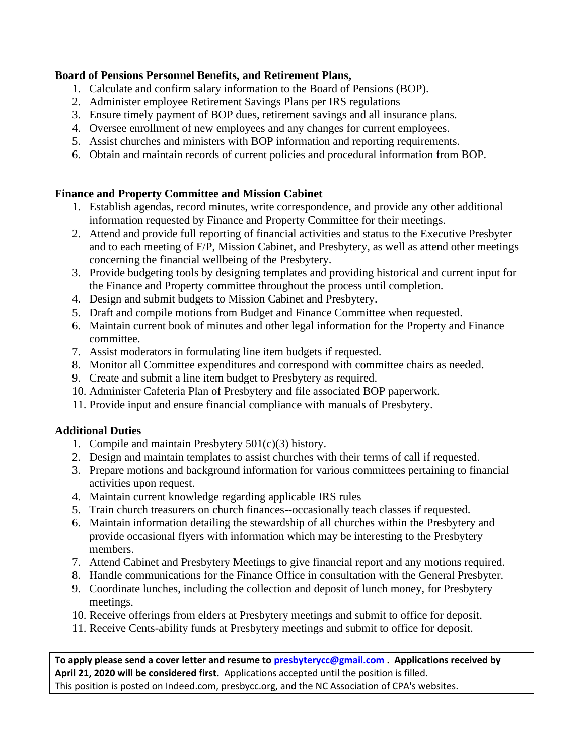**Board of Pensions Personnel Benefits, and Retirement Plans,**

1. Calculate and confirm salary information to the Board of Pensions (BOP).
2. Administer employee Retirement Savings Plans per IRS regulations
3. Ensure timely payment of BOP dues, retirement savings and all insurance plans.
4. Oversee enrollment of new employees and any changes for current employees.
5. Assist churches and ministers with BOP information and reporting requirements.
6. Obtain and maintain records of current policies and procedural information from BOP.

**Finance and Property Committee and Mission Cabinet**

1. Establish agendas, record minutes, write correspondence, and provide any other additional information requested by Finance and Property Committee for their meetings.
2. Attend and provide full reporting of financial activities and status to the Executive Presbyter and to each meeting of F/P, Mission Cabinet, and Presbytery, as well as attend other meetings concerning the financial wellbeing of the Presbytery.
3. Provide budgeting tools by designing templates and providing historical and current input for the Finance and Property committee throughout the process until completion.
4. Design and submit budgets to Mission Cabinet and Presbytery.
5. Draft and compile motions from Budget and Finance Committee when requested.
6. Maintain current book of minutes and other legal information for the Property and Finance committee.
7. Assist moderators in formulating line item budgets if requested.
8. Monitor all Committee expenditures and correspond with committee chairs as needed.
9. Create and submit a line item budget to Presbytery as required.
10. Administer Cafeteria Plan of Presbytery and file associated BOP paperwork.
11. Provide input and ensure financial compliance with manuals of Presbytery.

**Additional Duties**

1. Compile and maintain Presbytery 501(c)(3) history.
2. Design and maintain templates to assist churches with their terms of call if requested.
3. Prepare motions and background information for various committees pertaining to financial activities upon request.
4. Maintain current knowledge regarding applicable IRS rules
5. Train church treasurers on church finances--occasionally teach classes if requested.
6. Maintain information detailing the stewardship of all churches within the Presbytery and provide occasional flyers with information which may be interesting to the Presbytery members.
7. Attend Cabinet and Presbytery Meetings to give financial report and any motions required.
8. Handle communications for the Finance Office in consultation with the General Presbyter.
9. Coordinate lunches, including the collection and deposit of lunch money, for Presbytery meetings.
10. Receive offerings from elders at Presbytery meetings and submit to office for deposit.
11. Receive Cents-ability funds at Presbytery meetings and submit to office for deposit.

**To apply please send a cover letter and resume to presbyterycc@gmail.com . Applications received by April 21, 2020 will be considered first.** Applications accepted until the position is filled.
This position is posted on Indeed.com, presbycc.org, and the NC Association of CPA's websites.